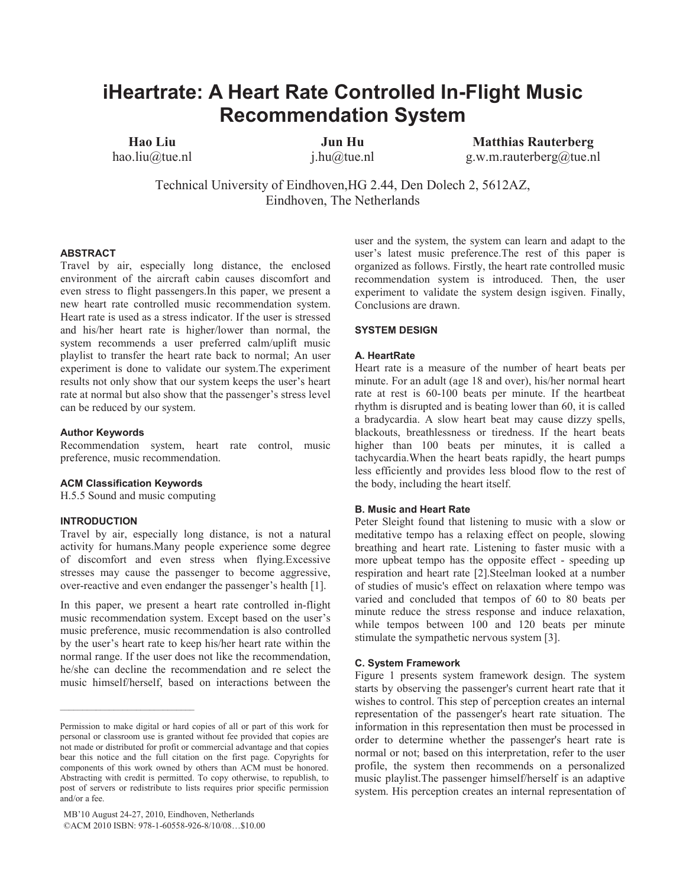# iHeartrate: A Heart Rate Controlled In-Flight Music Recommendation System

**Hao Liu**
hao.liu@tue.nl

**Jun Hu**
j.hu@tue.nl

**Matthias Rauterberg**
g.w.m.rauterberg@tue.nl

Technical University of Eindhoven,HG 2.44, Den Dolech 2, 5612AZ, Eindhoven, The Netherlands

## ABSTRACT

Travel by air, especially long distance, the enclosed environment of the aircraft cabin causes discomfort and even stress to flight passengers.In this paper, we present a new heart rate controlled music recommendation system. Heart rate is used as a stress indicator. If the user is stressed and his/her heart rate is higher/lower than normal, the system recommends a user preferred calm/uplift music playlist to transfer the heart rate back to normal; An user experiment is done to validate our system.The experiment results not only show that our system keeps the user's heart rate at normal but also show that the passenger's stress level can be reduced by our system.

### Author Keywords

Recommendation system, heart rate control, music preference, music recommendation.

### ACM Classification Keywords

H.5.5 Sound and music computing

## INTRODUCTION

Travel by air, especially long distance, is not a natural activity for humans.Many people experience some degree of discomfort and even stress when flying.Excessive stresses may cause the passenger to become aggressive, over-reactive and even endanger the passenger's health [1].

In this paper, we present a heart rate controlled in-flight music recommendation system. Except based on the user's music preference, music recommendation is also controlled by the user's heart rate to keep his/her heart rate within the normal range. If the user does not like the recommendation, he/she can decline the recommendation and re select the music himself/herself, based on interactions between the user and the system, the system can learn and adapt to the user's latest music preference.The rest of this paper is organized as follows. Firstly, the heart rate controlled music recommendation system is introduced. Then, the user experiment to validate the system design isgiven. Finally, Conclusions are drawn.

Permission to make digital or hard copies of all or part of this work for personal or classroom use is granted without fee provided that copies are not made or distributed for profit or commercial advantage and that copies bear this notice and the full citation on the first page. Copyrights for components of this work owned by others than ACM must be honored. Abstracting with credit is permitted. To copy otherwise, to republish, to post of servers or redistribute to lists requires prior specific permission and/or a fee.

MB'10 August 24-27, 2010, Eindhoven, Netherlands
©ACM 2010 ISBN: 978-1-60558-926-8/10/08…$10.00

## SYSTEM DESIGN

### A. HeartRate

Heart rate is a measure of the number of heart beats per minute. For an adult (age 18 and over), his/her normal heart rate at rest is 60-100 beats per minute. If the heartbeat rhythm is disrupted and is beating lower than 60, it is called a bradycardia. A slow heart beat may cause dizzy spells, blackouts, breathlessness or tiredness. If the heart beats higher than 100 beats per minutes, it is called a tachycardia.When the heart beats rapidly, the heart pumps less efficiently and provides less blood flow to the rest of the body, including the heart itself.

### B. Music and Heart Rate

Peter Sleight found that listening to music with a slow or meditative tempo has a relaxing effect on people, slowing breathing and heart rate. Listening to faster music with a more upbeat tempo has the opposite effect - speeding up respiration and heart rate [2].Steelman looked at a number of studies of music's effect on relaxation where tempo was varied and concluded that tempos of 60 to 80 beats per minute reduce the stress response and induce relaxation, while tempos between 100 and 120 beats per minute stimulate the sympathetic nervous system [3].

### C. System Framework

Figure 1 presents system framework design. The system starts by observing the passenger's current heart rate that it wishes to control. This step of perception creates an internal representation of the passenger's heart rate situation. The information in this representation then must be processed in order to determine whether the passenger's heart rate is normal or not; based on this interpretation, refer to the user profile, the system then recommends on a personalized music playlist.The passenger himself/herself is an adaptive system. His perception creates an internal representation of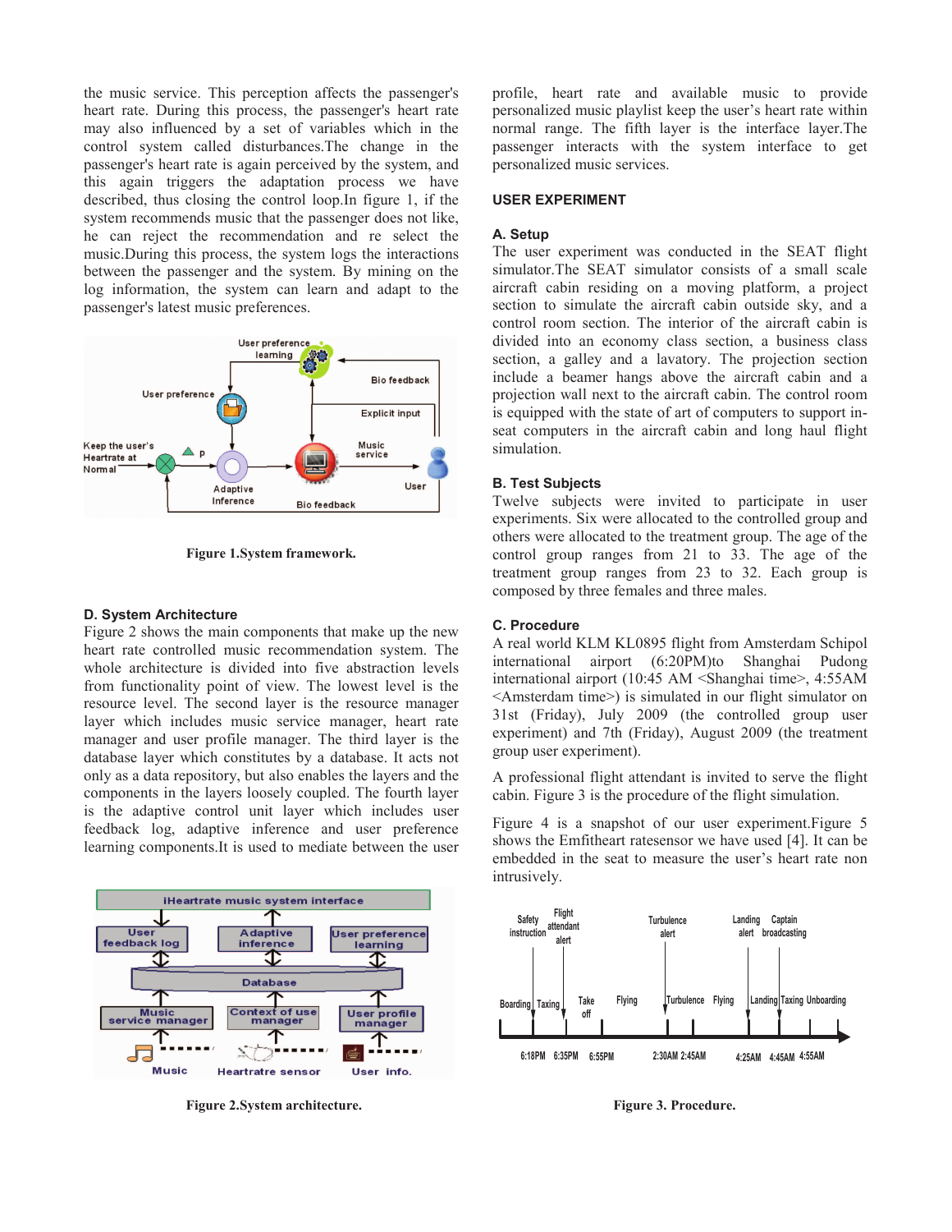the music service. This perception affects the passenger's heart rate. During this process, the passenger's heart rate may also influenced by a set of variables which in the control system called disturbances.The change in the passenger's heart rate is again perceived by the system, and this again triggers the adaptation process we have described, thus closing the control loop.In figure 1, if the system recommends music that the passenger does not like, he can reject the recommendation and re select the music.During this process, the system logs the interactions between the passenger and the system. By mining on the log information, the system can learn and adapt to the passenger's latest music preferences.

User preference learning
Bio feedback
User preference
Explicit input
Keep the user's Heartrate at Normal
p
Music service
Adaptive Inference
Bio feedback
User

**Figure 1.System framework.**

### D. System Architecture

Figure 2 shows the main components that make up the new heart rate controlled music recommendation system. The whole architecture is divided into five abstraction levels from functionality point of view. The lowest level is the resource level. The second layer is the resource manager layer which includes music service manager, heart rate manager and user profile manager. The third layer is the database layer which constitutes by a database. It acts not only as a data repository, but also enables the layers and the components in the layers loosely coupled. The fourth layer is the adaptive control unit layer which includes user feedback log, adaptive inference and user preference learning components.It is used to mediate between the user profile, heart rate and available music to provide personalized music playlist keep the user's heart rate within normal range. The fifth layer is the interface layer.The passenger interacts with the system interface to get personalized music services.

iHeartrate music system interface
User feedback log
Adaptive inference
User preference learning
Database
Music service manager
Context of use manager
User profile manager
Music
Heartratre sensor
User info.

**Figure 2.System architecture.**

## USER EXPERIMENT

### A. Setup

The user experiment was conducted in the SEAT flight simulator.The SEAT simulator consists of a small scale aircraft cabin residing on a moving platform, a project section to simulate the aircraft cabin outside sky, and a control room section. The interior of the aircraft cabin is divided into an economy class section, a business class section, a galley and a lavatory. The projection section include a beamer hangs above the aircraft cabin and a projection wall next to the aircraft cabin. The control room is equipped with the state of art of computers to support in-seat computers in the aircraft cabin and long haul flight simulation.

### B. Test Subjects

Twelve subjects were invited to participate in user experiments. Six were allocated to the controlled group and others were allocated to the treatment group. The age of the control group ranges from 21 to 33. The age of the treatment group ranges from 23 to 32. Each group is composed by three females and three males.

### C. Procedure

A real world KLM KL0895 flight from Amsterdam Schipol international airport (6:20PM)to Shanghai Pudong international airport (10:45 AM <Shanghai time>, 4:55AM <Amsterdam time>) is simulated in our flight simulator on 31st (Friday), July 2009 (the controlled group user experiment) and 7th (Friday), August 2009 (the treatment group user experiment).

A professional flight attendant is invited to serve the flight cabin. Figure 3 is the procedure of the flight simulation.

Figure 4 is a snapshot of our user experiment.Figure 5 shows the Emfitheart ratesensor we have used [4]. It can be embedded in the seat to measure the user's heart rate non intrusively.

Safety instruction
Flight attendant alert
Turbulence alert
Landing alert
Captain broadcasting
Boarding
Taxing
Take off
Flying
Turbulence
Flying
Landing
Taxing
Unboarding
6:18PM
6:35PM
6:55PM
2:30AM
2:45AM
4:25AM
4:45AM
4:55AM

**Figure 3. Procedure.**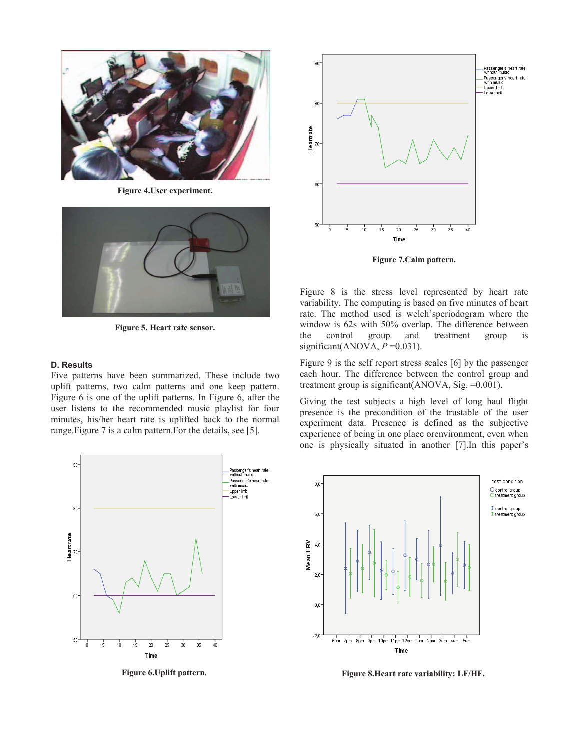Figure 4.User experiment.

Figure 5. Heart rate sensor.

### D. Results

Five patterns have been summarized. These include two uplift patterns, two calm patterns and one keep pattern. Figure 6 is one of the uplift patterns. In Figure 6, after the user listens to the recommended music playlist for four minutes, his/her heart rate is uplifted back to the normal range.Figure 7 is a calm pattern.For the details, see [5].

Figure 6.Uplift pattern.

Figure 7.Calm pattern.

Figure 8 is the stress level represented by heart rate variability. The computing is based on five minutes of heart rate. The method used is welch'speriodogram where the window is 62s with 50% overlap. The difference between the control group and treatment group is significant(ANOVA, $P$ =0.031).

Figure 9 is the self report stress scales [6] by the passenger each hour. The difference between the control group and treatment group is significant(ANOVA, Sig. =0.001).

Giving the test subjects a high level of long haul flight presence is the precondition of the trustable of the user experiment data. Presence is defined as the subjective experience of being in one place orenvironment, even when one is physically situated in another [7].In this paper's

Figure 8.Heart rate variability: LF/HF.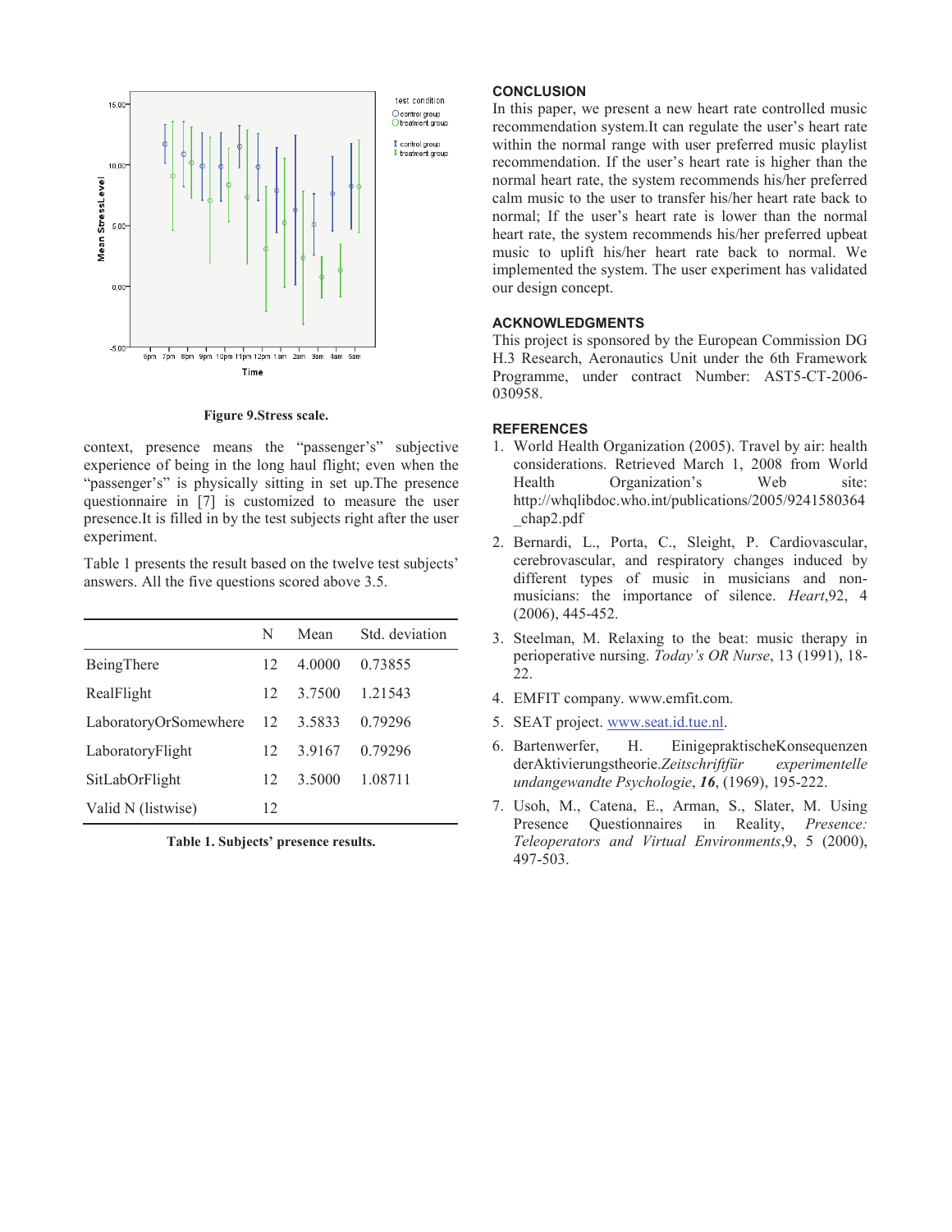test condition

control group
treatment group

control group
treatment group

15.00

10.00

5.00

0.00

-5.00

Mean StressLevel

6pm 7pm 8pm 9pm 10pm 11pm 12pm 1am 2am 3am 4am 5am

Time

**Figure 9.Stress scale.**

context, presence means the "passenger's" subjective experience of being in the long haul flight; even when the "passenger's" is physically sitting in set up.The presence questionnaire in [7] is customized to measure the user presence.It is filled in by the test subjects right after the user experiment.

Table 1 presents the result based on the twelve test subjects' answers. All the five questions scored above 3.5.

| | N | Mean | Std. deviation |
|---|---|---|---|
| BeingThere | 12 | 4.0000 | 0.73855 |
| RealFlight | 12 | 3.7500 | 1.21543 |
| LaboratoryOrSomewhere | 12 | 3.5833 | 0.79296 |
| LaboratoryFlight | 12 | 3.9167 | 0.79296 |
| SitLabOrFlight | 12 | 3.5000 | 1.08711 |
| Valid N (listwise) | 12 | | |

**Table 1. Subjects' presence results.**

## CONCLUSION

In this paper, we present a new heart rate controlled music recommendation system.It can regulate the user's heart rate within the normal range with user preferred music playlist recommendation. If the user's heart rate is higher than the normal heart rate, the system recommends his/her preferred calm music to the user to transfer his/her heart rate back to normal; If the user's heart rate is lower than the normal heart rate, the system recommends his/her preferred upbeat music to uplift his/her heart rate back to normal. We implemented the system. The user experiment has validated our design concept.

## ACKNOWLEDGMENTS

This project is sponsored by the European Commission DG H.3 Research, Aeronautics Unit under the 6th Framework Programme, under contract Number: AST5-CT-2006-030958.

## REFERENCES

1. World Health Organization (2005). Travel by air: health considerations. Retrieved March 1, 2008 from World Health Organization's Web site: http://whqlibdoc.who.int/publications/2005/9241580364_chap2.pdf
2. Bernardi, L., Porta, C., Sleight, P. Cardiovascular, cerebrovascular, and respiratory changes induced by different types of music in musicians and non-musicians: the importance of silence. *Heart*,92, 4 (2006), 445-452.
3. Steelman, M. Relaxing to the beat: music therapy in perioperative nursing. *Today's OR Nurse*, 13 (1991), 18-22.
4. EMFIT company. www.emfit.com.
5. SEAT project. www.seat.id.tue.nl.
6. Bartenwerfer, H. EinigepraktischeKonsequenzen derAktivierungstheorie.*Zeitschriftfür experimentelle undangewandte Psychologie*, ***16***, (1969), 195-222.
7. Usoh, M., Catena, E., Arman, S., Slater, M. Using Presence Questionnaires in Reality, *Presence: Teleoperators and Virtual Environments*,9, 5 (2000), 497-503.